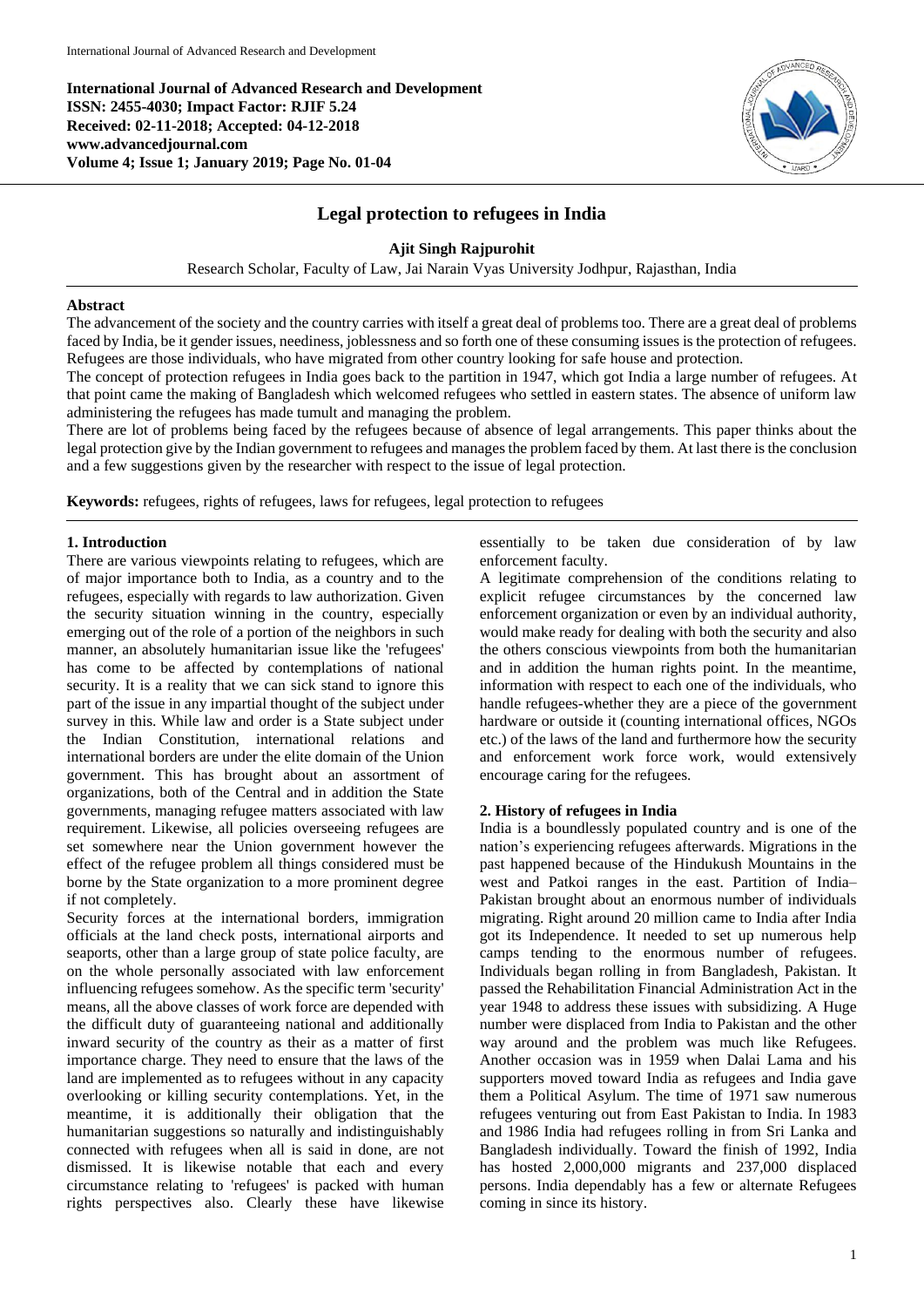**International Journal of Advanced Research and Development**
**ISSN: 2455-4030; Impact Factor: RJIF 5.24**
**Received: 02-11-2018; Accepted: 04-12-2018**
**www.advancedjournal.com**
**Volume 4; Issue 1; January 2019; Page No. 01-04**

# Legal protection to refugees in India

**Ajit Singh Rajpurohit**

Research Scholar, Faculty of Law, Jai Narain Vyas University Jodhpur, Rajasthan, India

---

**Abstract**

The advancement of the society and the country carries with itself a great deal of problems too. There are a great deal of problems faced by India, be it gender issues, neediness, joblessness and so forth one of these consuming issues is the protection of refugees. Refugees are those individuals, who have migrated from other country looking for safe house and protection.

The concept of protection refugees in India goes back to the partition in 1947, which got India a large number of refugees. At that point came the making of Bangladesh which welcomed refugees who settled in eastern states. The absence of uniform law administering the refugees has made tumult and managing the problem.

There are lot of problems being faced by the refugees because of absence of legal arrangements. This paper thinks about the legal protection give by the Indian government to refugees and manages the problem faced by them. At last there is the conclusion and a few suggestions given by the researcher with respect to the issue of legal protection.

**Keywords:** refugees, rights of refugees, laws for refugees, legal protection to refugees

---

## 1. Introduction

There are various viewpoints relating to refugees, which are of major importance both to India, as a country and to the refugees, especially with regards to law authorization. Given the security situation winning in the country, especially emerging out of the role of a portion of the neighbors in such manner, an absolutely humanitarian issue like the 'refugees' has come to be affected by contemplations of national security. It is a reality that we can sick stand to ignore this part of the issue in any impartial thought of the subject under survey in this. While law and order is a State subject under the Indian Constitution, international relations and international borders are under the elite domain of the Union government. This has brought about an assortment of organizations, both of the Central and in addition the State governments, managing refugee matters associated with law requirement. Likewise, all policies overseeing refugees are set somewhere near the Union government however the effect of the refugee problem all things considered must be borne by the State organization to a more prominent degree if not completely.

Security forces at the international borders, immigration officials at the land check posts, international airports and seaports, other than a large group of state police faculty, are on the whole personally associated with law enforcement influencing refugees somehow. As the specific term 'security' means, all the above classes of work force are depended with the difficult duty of guaranteeing national and additionally inward security of the country as their as a matter of first importance charge. They need to ensure that the laws of the land are implemented as to refugees without in any capacity overlooking or killing security contemplations. Yet, in the meantime, it is additionally their obligation that the humanitarian suggestions so naturally and indistinguishably connected with refugees when all is said in done, are not dismissed. It is likewise notable that each and every circumstance relating to 'refugees' is packed with human rights perspectives also. Clearly these have likewise essentially to be taken due consideration of by law enforcement faculty.

A legitimate comprehension of the conditions relating to explicit refugee circumstances by the concerned law enforcement organization or even by an individual authority, would make ready for dealing with both the security and also the others conscious viewpoints from both the humanitarian and in addition the human rights point. In the meantime, information with respect to each one of the individuals, who handle refugees-whether they are a piece of the government hardware or outside it (counting international offices, NGOs etc.) of the laws of the land and furthermore how the security and enforcement work force work, would extensively encourage caring for the refugees.

## 2. History of refugees in India

India is a boundlessly populated country and is one of the nation's experiencing refugees afterwards. Migrations in the past happened because of the Hindukush Mountains in the west and Patkoi ranges in the east. Partition of India–Pakistan brought about an enormous number of individuals migrating. Right around 20 million came to India after India got its Independence. It needed to set up numerous help camps tending to the enormous number of refugees. Individuals began rolling in from Bangladesh, Pakistan. It passed the Rehabilitation Financial Administration Act in the year 1948 to address these issues with subsidizing. A Huge number were displaced from India to Pakistan and the other way around and the problem was much like Refugees. Another occasion was in 1959 when Dalai Lama and his supporters moved toward India as refugees and India gave them a Political Asylum. The time of 1971 saw numerous refugees venturing out from East Pakistan to India. In 1983 and 1986 India had refugees rolling in from Sri Lanka and Bangladesh individually. Toward the finish of 1992, India has hosted 2,000,000 migrants and 237,000 displaced persons. India dependably has a few or alternate Refugees coming in since its history.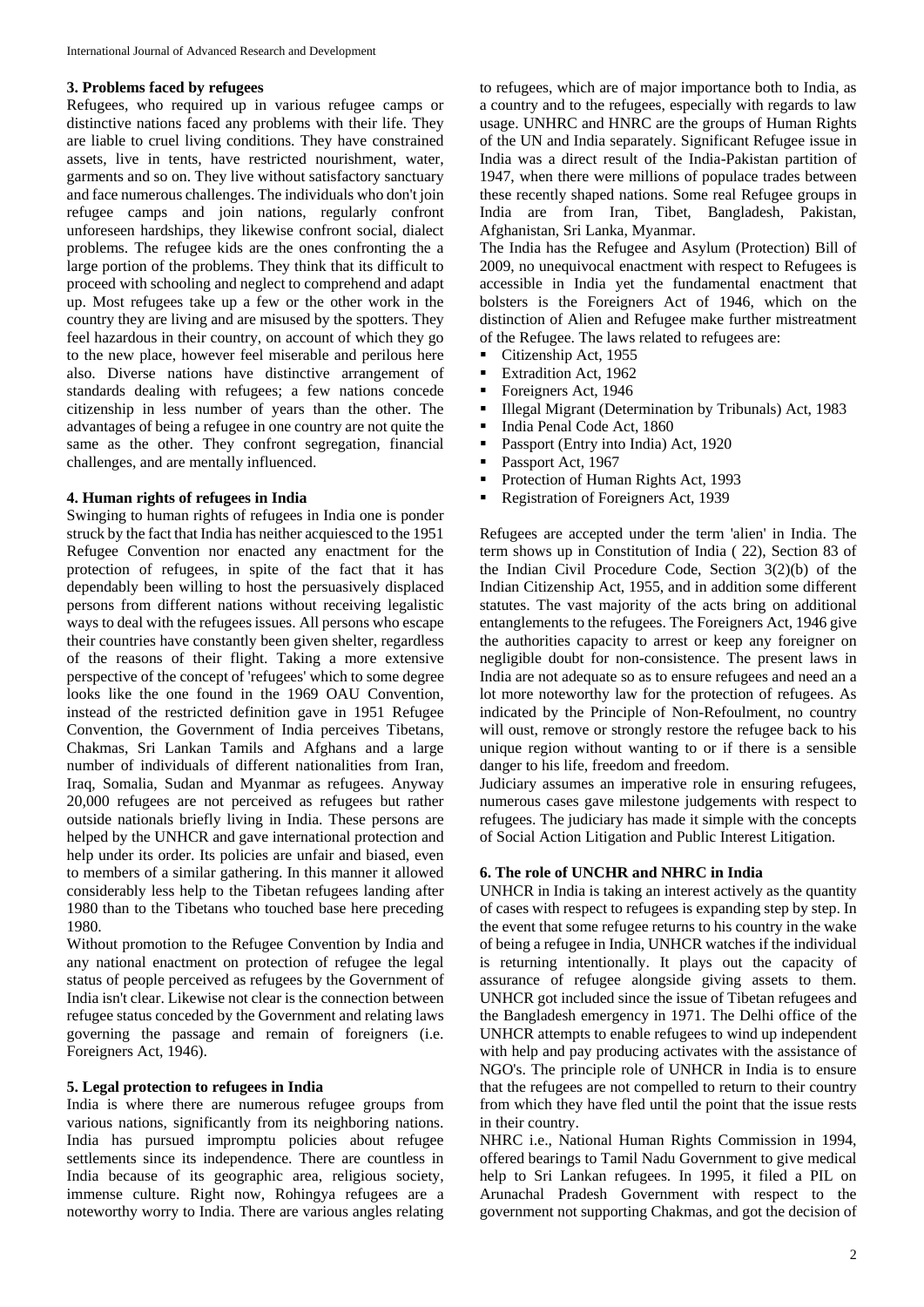### 3. Problems faced by refugees

Refugees, who required up in various refugee camps or distinctive nations faced any problems with their life. They are liable to cruel living conditions. They have constrained assets, live in tents, have restricted nourishment, water, garments and so on. They live without satisfactory sanctuary and face numerous challenges. The individuals who don't join refugee camps and join nations, regularly confront unforeseen hardships, they likewise confront social, dialect problems. The refugee kids are the ones confronting the a large portion of the problems. They think that its difficult to proceed with schooling and neglect to comprehend and adapt up. Most refugees take up a few or the other work in the country they are living and are misused by the spotters. They feel hazardous in their country, on account of which they go to the new place, however feel miserable and perilous here also. Diverse nations have distinctive arrangement of standards dealing with refugees; a few nations concede citizenship in less number of years than the other. The advantages of being a refugee in one country are not quite the same as the other. They confront segregation, financial challenges, and are mentally influenced.

### 4. Human rights of refugees in India

Swinging to human rights of refugees in India one is ponder struck by the fact that India has neither acquiesced to the 1951 Refugee Convention nor enacted any enactment for the protection of refugees, in spite of the fact that it has dependably been willing to host the persuasively displaced persons from different nations without receiving legalistic ways to deal with the refugees issues. All persons who escape their countries have constantly been given shelter, regardless of the reasons of their flight. Taking a more extensive perspective of the concept of 'refugees' which to some degree looks like the one found in the 1969 OAU Convention, instead of the restricted definition gave in 1951 Refugee Convention, the Government of India perceives Tibetans, Chakmas, Sri Lankan Tamils and Afghans and a large number of individuals of different nationalities from Iran, Iraq, Somalia, Sudan and Myanmar as refugees. Anyway 20,000 refugees are not perceived as refugees but rather outside nationals briefly living in India. These persons are helped by the UNHCR and gave international protection and help under its order. Its policies are unfair and biased, even to members of a similar gathering. In this manner it allowed considerably less help to the Tibetan refugees landing after 1980 than to the Tibetans who touched base here preceding 1980.

Without promotion to the Refugee Convention by India and any national enactment on protection of refugee the legal status of people perceived as refugees by the Government of India isn't clear. Likewise not clear is the connection between refugee status conceded by the Government and relating laws governing the passage and remain of foreigners (i.e. Foreigners Act, 1946).

### 5. Legal protection to refugees in India

India is where there are numerous refugee groups from various nations, significantly from its neighboring nations. India has pursued impromptu policies about refugee settlements since its independence. There are countless in India because of its geographic area, religious society, immense culture. Right now, Rohingya refugees are a noteworthy worry to India. There are various angles relating to refugees, which are of major importance both to India, as a country and to the refugees, especially with regards to law usage. UNHRC and HNRC are the groups of Human Rights of the UN and India separately. Significant Refugee issue in India was a direct result of the India-Pakistan partition of 1947, when there were millions of populace trades between these recently shaped nations. Some real Refugee groups in India are from Iran, Tibet, Bangladesh, Pakistan, Afghanistan, Sri Lanka, Myanmar.

The India has the Refugee and Asylum (Protection) Bill of 2009, no unequivocal enactment with respect to Refugees is accessible in India yet the fundamental enactment that bolsters is the Foreigners Act of 1946, which on the distinction of Alien and Refugee make further mistreatment of the Refugee. The laws related to refugees are:

- Citizenship Act, 1955
- Extradition Act, 1962
- Foreigners Act, 1946
- Illegal Migrant (Determination by Tribunals) Act, 1983
- India Penal Code Act, 1860
- Passport (Entry into India) Act, 1920
- Passport Act, 1967
- Protection of Human Rights Act, 1993
- Registration of Foreigners Act, 1939

Refugees are accepted under the term 'alien' in India. The term shows up in Constitution of India ( 22), Section 83 of the Indian Civil Procedure Code, Section 3(2)(b) of the Indian Citizenship Act, 1955, and in addition some different statutes. The vast majority of the acts bring on additional entanglements to the refugees. The Foreigners Act, 1946 give the authorities capacity to arrest or keep any foreigner on negligible doubt for non-consistence. The present laws in India are not adequate so as to ensure refugees and need an a lot more noteworthy law for the protection of refugees. As indicated by the Principle of Non-Refoulment, no country will oust, remove or strongly restore the refugee back to his unique region without wanting to or if there is a sensible danger to his life, freedom and freedom.

Judiciary assumes an imperative role in ensuring refugees, numerous cases gave milestone judgements with respect to refugees. The judiciary has made it simple with the concepts of Social Action Litigation and Public Interest Litigation.

### 6. The role of UNCHR and NHRC in India

UNHCR in India is taking an interest actively as the quantity of cases with respect to refugees is expanding step by step. In the event that some refugee returns to his country in the wake of being a refugee in India, UNHCR watches if the individual is returning intentionally. It plays out the capacity of assurance of refugee alongside giving assets to them. UNHCR got included since the issue of Tibetan refugees and the Bangladesh emergency in 1971. The Delhi office of the UNHCR attempts to enable refugees to wind up independent with help and pay producing activates with the assistance of NGO's. The principle role of UNHCR in India is to ensure that the refugees are not compelled to return to their country from which they have fled until the point that the issue rests in their country.

NHRC i.e., National Human Rights Commission in 1994, offered bearings to Tamil Nadu Government to give medical help to Sri Lankan refugees. In 1995, it filed a PIL on Arunachal Pradesh Government with respect to the government not supporting Chakmas, and got the decision of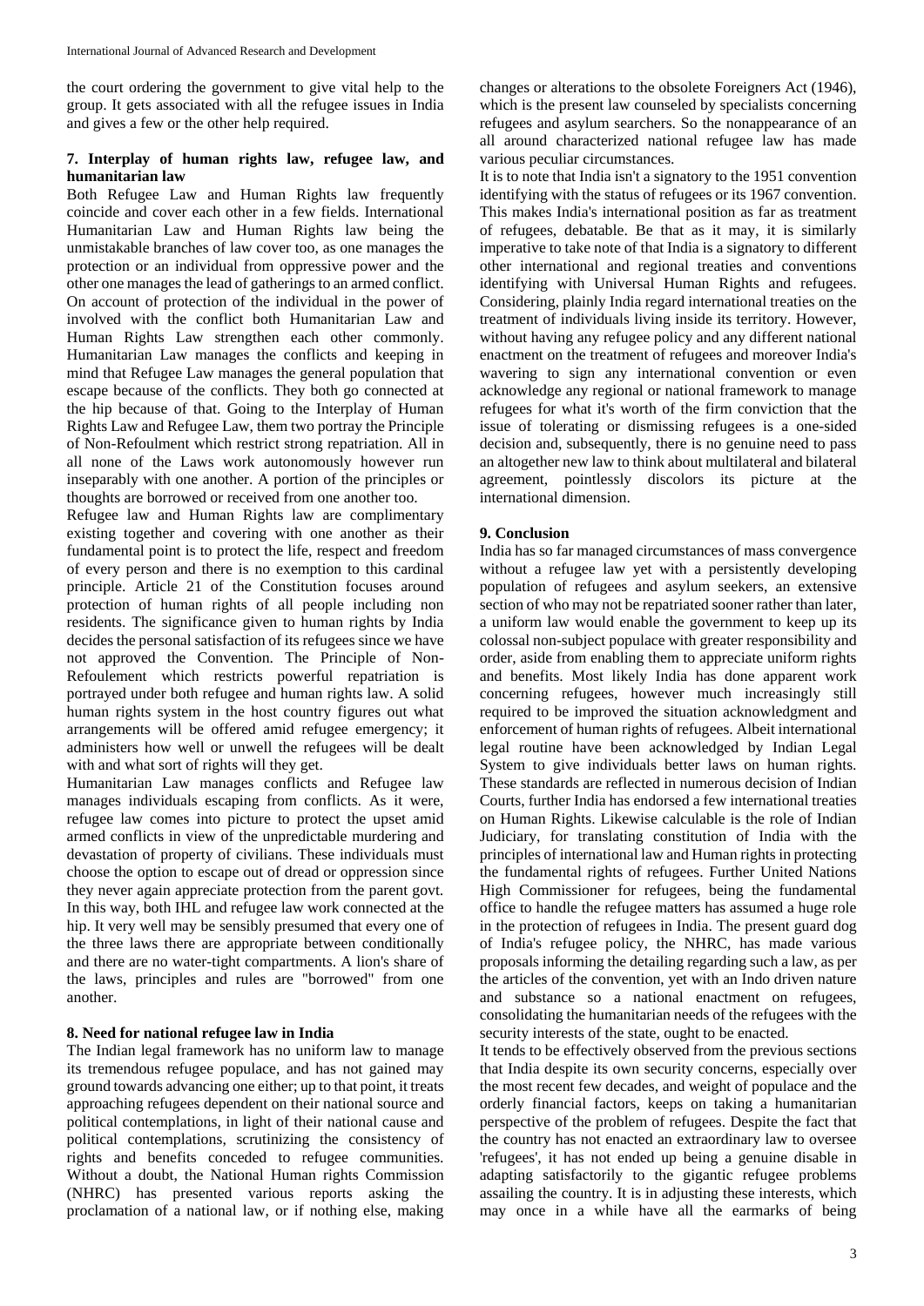the court ordering the government to give vital help to the group. It gets associated with all the refugee issues in India and gives a few or the other help required.

## 7. Interplay of human rights law, refugee law, and humanitarian law

Both Refugee Law and Human Rights law frequently coincide and cover each other in a few fields. International Humanitarian Law and Human Rights law being the unmistakable branches of law cover too, as one manages the protection or an individual from oppressive power and the other one manages the lead of gatherings to an armed conflict. On account of protection of the individual in the power of involved with the conflict both Humanitarian Law and Human Rights Law strengthen each other commonly. Humanitarian Law manages the conflicts and keeping in mind that Refugee Law manages the general population that escape because of the conflicts. They both go connected at the hip because of that. Going to the Interplay of Human Rights Law and Refugee Law, them two portray the Principle of Non-Refoulment which restrict strong repatriation. All in all none of the Laws work autonomously however run inseparably with one another. A portion of the principles or thoughts are borrowed or received from one another too.

Refugee law and Human Rights law are complimentary existing together and covering with one another as their fundamental point is to protect the life, respect and freedom of every person and there is no exemption to this cardinal principle. Article 21 of the Constitution focuses around protection of human rights of all people including non residents. The significance given to human rights by India decides the personal satisfaction of its refugees since we have not approved the Convention. The Principle of Non-Refoulement which restricts powerful repatriation is portrayed under both refugee and human rights law. A solid human rights system in the host country figures out what arrangements will be offered amid refugee emergency; it administers how well or unwell the refugees will be dealt with and what sort of rights will they get.

Humanitarian Law manages conflicts and Refugee law manages individuals escaping from conflicts. As it were, refugee law comes into picture to protect the upset amid armed conflicts in view of the unpredictable murdering and devastation of property of civilians. These individuals must choose the option to escape out of dread or oppression since they never again appreciate protection from the parent govt. In this way, both IHL and refugee law work connected at the hip. It very well may be sensibly presumed that every one of the three laws there are appropriate between conditionally and there are no water-tight compartments. A lion's share of the laws, principles and rules are "borrowed" from one another.

## 8. Need for national refugee law in India

The Indian legal framework has no uniform law to manage its tremendous refugee populace, and has not gained may ground towards advancing one either; up to that point, it treats approaching refugees dependent on their national source and political contemplations, in light of their national cause and political contemplations, scrutinizing the consistency of rights and benefits conceded to refugee communities. Without a doubt, the National Human rights Commission (NHRC) has presented various reports asking the proclamation of a national law, or if nothing else, making changes or alterations to the obsolete Foreigners Act (1946), which is the present law counseled by specialists concerning refugees and asylum searchers. So the nonappearance of an all around characterized national refugee law has made various peculiar circumstances.

It is to note that India isn't a signatory to the 1951 convention identifying with the status of refugees or its 1967 convention. This makes India's international position as far as treatment of refugees, debatable. Be that as it may, it is similarly imperative to take note of that India is a signatory to different other international and regional treaties and conventions identifying with Universal Human Rights and refugees. Considering, plainly India regard international treaties on the treatment of individuals living inside its territory. However, without having any refugee policy and any different national enactment on the treatment of refugees and moreover India's wavering to sign any international convention or even acknowledge any regional or national framework to manage refugees for what it's worth of the firm conviction that the issue of tolerating or dismissing refugees is a one-sided decision and, subsequently, there is no genuine need to pass an altogether new law to think about multilateral and bilateral agreement, pointlessly discolors its picture at the international dimension.

## 9. Conclusion

India has so far managed circumstances of mass convergence without a refugee law yet with a persistently developing population of refugees and asylum seekers, an extensive section of who may not be repatriated sooner rather than later, a uniform law would enable the government to keep up its colossal non-subject populace with greater responsibility and order, aside from enabling them to appreciate uniform rights and benefits. Most likely India has done apparent work concerning refugees, however much increasingly still required to be improved the situation acknowledgment and enforcement of human rights of refugees. Albeit international legal routine have been acknowledged by Indian Legal System to give individuals better laws on human rights. These standards are reflected in numerous decision of Indian Courts, further India has endorsed a few international treaties on Human Rights. Likewise calculable is the role of Indian Judiciary, for translating constitution of India with the principles of international law and Human rights in protecting the fundamental rights of refugees. Further United Nations High Commissioner for refugees, being the fundamental office to handle the refugee matters has assumed a huge role in the protection of refugees in India. The present guard dog of India's refugee policy, the NHRC, has made various proposals informing the detailing regarding such a law, as per the articles of the convention, yet with an Indo driven nature and substance so a national enactment on refugees, consolidating the humanitarian needs of the refugees with the security interests of the state, ought to be enacted.

It tends to be effectively observed from the previous sections that India despite its own security concerns, especially over the most recent few decades, and weight of populace and the orderly financial factors, keeps on taking a humanitarian perspective of the problem of refugees. Despite the fact that the country has not enacted an extraordinary law to oversee 'refugees', it has not ended up being a genuine disable in adapting satisfactorily to the gigantic refugee problems assailing the country. It is in adjusting these interests, which may once in a while have all the earmarks of being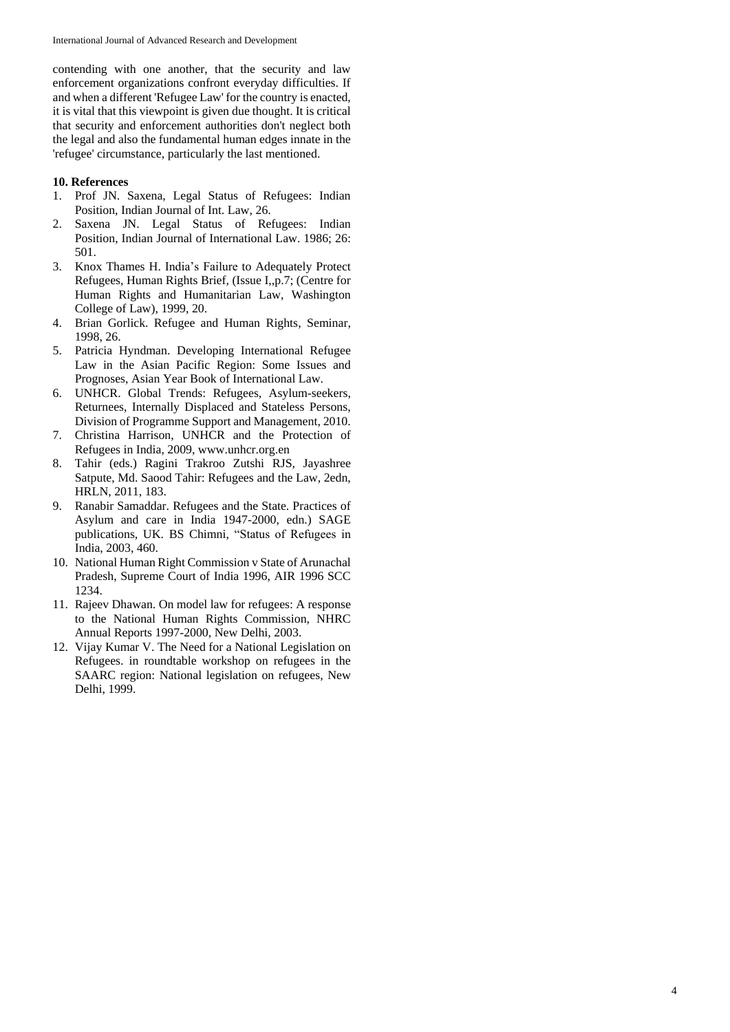contending with one another, that the security and law enforcement organizations confront everyday difficulties. If and when a different 'Refugee Law' for the country is enacted, it is vital that this viewpoint is given due thought. It is critical that security and enforcement authorities don't neglect both the legal and also the fundamental human edges innate in the 'refugee' circumstance, particularly the last mentioned.

**10. References**

1. Prof JN. Saxena, Legal Status of Refugees: Indian Position, Indian Journal of Int. Law, 26.
2. Saxena JN. Legal Status of Refugees: Indian Position, Indian Journal of International Law. 1986; 26: 501.
3. Knox Thames H. India's Failure to Adequately Protect Refugees, Human Rights Brief, (Issue I,,p.7; (Centre for Human Rights and Humanitarian Law, Washington College of Law), 1999, 20.
4. Brian Gorlick. Refugee and Human Rights, Seminar, 1998, 26.
5. Patricia Hyndman. Developing International Refugee Law in the Asian Pacific Region: Some Issues and Prognoses, Asian Year Book of International Law.
6. UNHCR. Global Trends: Refugees, Asylum-seekers, Returnees, Internally Displaced and Stateless Persons, Division of Programme Support and Management, 2010.
7. Christina Harrison, UNHCR and the Protection of Refugees in India, 2009, www.unhcr.org.en
8. Tahir (eds.) Ragini Trakroo Zutshi RJS, Jayashree Satpute, Md. Saood Tahir: Refugees and the Law, 2edn, HRLN, 2011, 183.
9. Ranabir Samaddar. Refugees and the State. Practices of Asylum and care in India 1947-2000, edn.) SAGE publications, UK. BS Chimni, "Status of Refugees in India, 2003, 460.
10. National Human Right Commission v State of Arunachal Pradesh, Supreme Court of India 1996, AIR 1996 SCC 1234.
11. Rajeev Dhawan. On model law for refugees: A response to the National Human Rights Commission, NHRC Annual Reports 1997-2000, New Delhi, 2003.
12. Vijay Kumar V. The Need for a National Legislation on Refugees. in roundtable workshop on refugees in the SAARC region: National legislation on refugees, New Delhi, 1999.